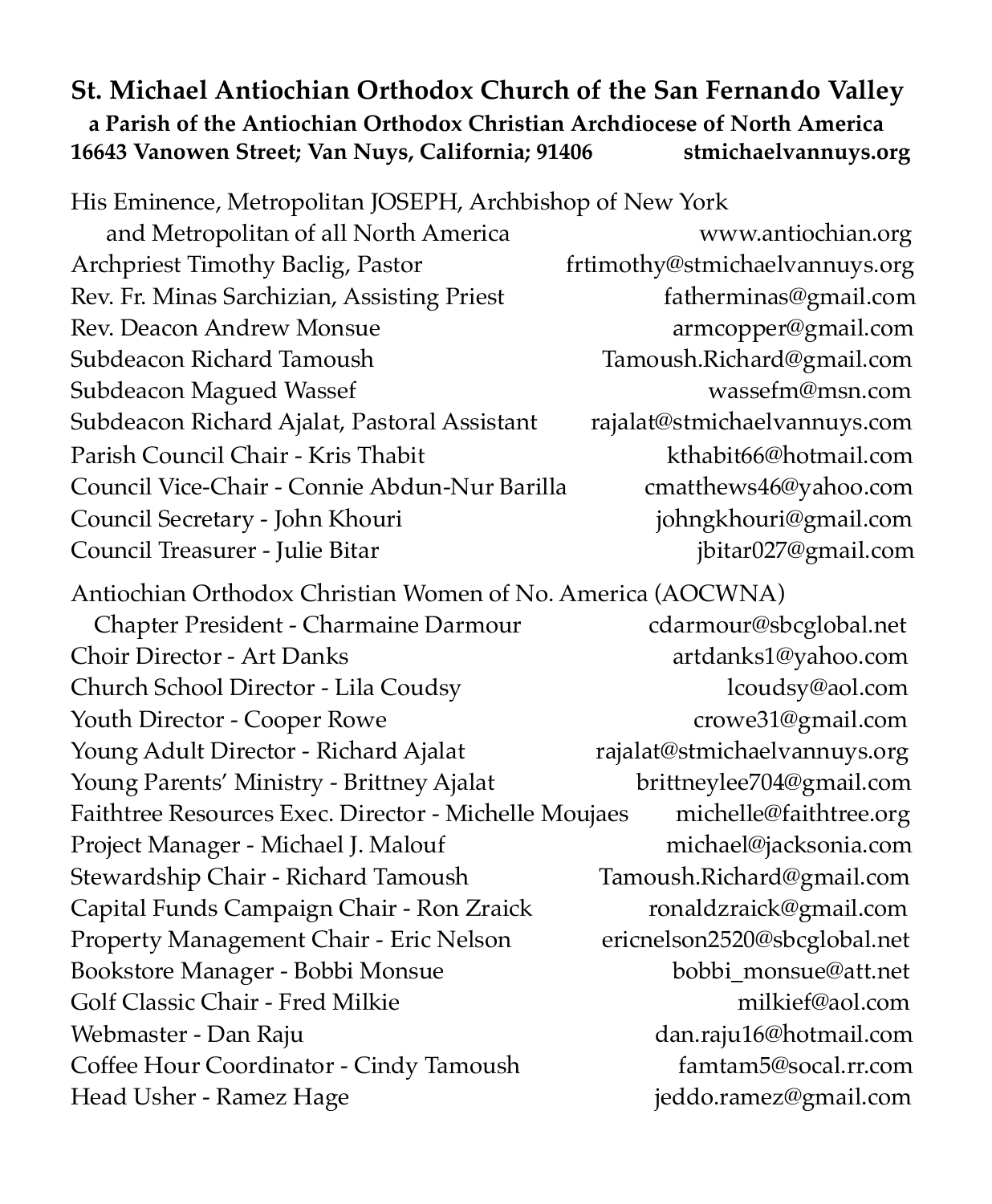## St. Michael Antiochian Orthodox Church of the San Fernando Valley

**a Parish of the Antiochian Orthodox Christian Archdiocese of North America**
**16643 Vanowen Street; Van Nuys, California; 91406 stmichaelvannuys.org**

His Eminence, Metropolitan JOSEPH, Archbishop of New York and Metropolitan of all North America www.antiochian.org
Archpriest Timothy Baclig, Pastor frtimothy@stmichaelvannuys.org
Rev. Fr. Minas Sarchizian, Assisting Priest fatherminas@gmail.com
Rev. Deacon Andrew Monsue armcopper@gmail.com
Subdeacon Richard Tamoush Tamoush.Richard@gmail.com
Subdeacon Magued Wassef wassefm@msn.com
Subdeacon Richard Ajalat, Pastoral Assistant rajalat@stmichaelvannuys.com
Parish Council Chair - Kris Thabit kthabit66@hotmail.com
Council Vice-Chair - Connie Abdun-Nur Barilla cmatthews46@yahoo.com
Council Secretary - John Khouri johngkhouri@gmail.com
Council Treasurer - Julie Bitar jbitar027@gmail.com

Antiochian Orthodox Christian Women of No. America (AOCWNA) Chapter President - Charmaine Darmour cdarmour@sbcglobal.net
Choir Director - Art Danks artdanks1@yahoo.com
Church School Director - Lila Coudsy lcoudsy@aol.com
Youth Director - Cooper Rowe crowe31@gmail.com
Young Adult Director - Richard Ajalat rajalat@stmichaelvannuys.org
Young Parents' Ministry - Brittney Ajalat brittneylee704@gmail.com
Faithtree Resources Exec. Director - Michelle Moujaes michelle@faithtree.org
Project Manager - Michael J. Malouf michael@jacksonia.com
Stewardship Chair - Richard Tamoush Tamoush.Richard@gmail.com
Capital Funds Campaign Chair - Ron Zraick ronaldzraick@gmail.com
Property Management Chair - Eric Nelson ericnelson2520@sbcglobal.net
Bookstore Manager - Bobbi Monsue bobbi_monsue@att.net
Golf Classic Chair - Fred Milkie milkief@aol.com
Webmaster - Dan Raju dan.raju16@hotmail.com
Coffee Hour Coordinator - Cindy Tamoush famtam5@socal.rr.com
Head Usher - Ramez Hage jeddo.ramez@gmail.com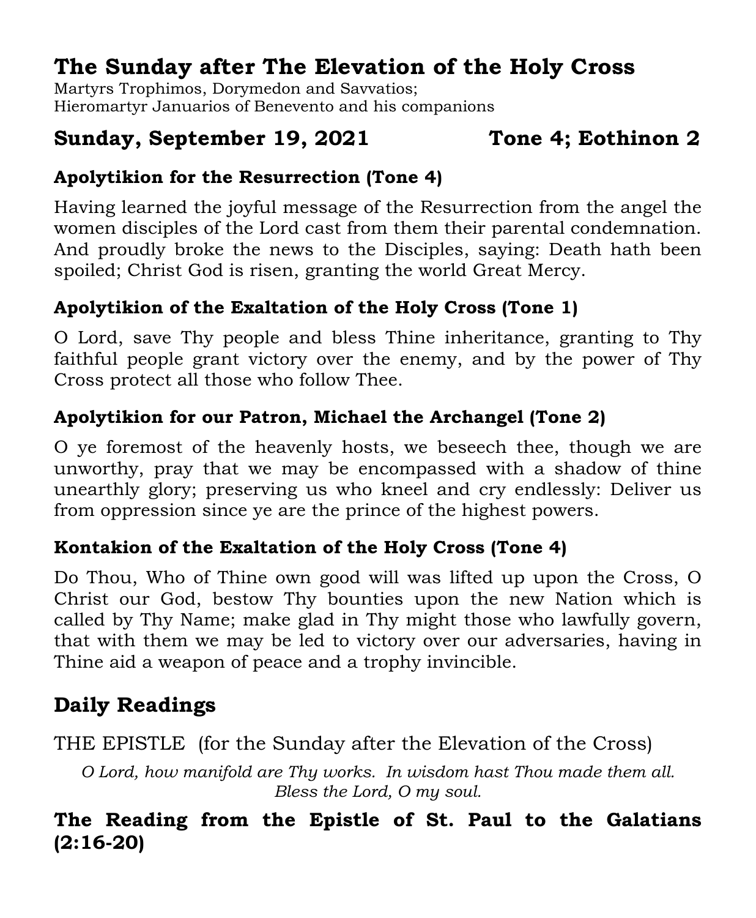# The Sunday after The Elevation of the Holy Cross

Martyrs Trophimos, Dorymedon and Savvatios;
Hieromartyr Januarios of Benevento and his companions

## Sunday, September 19, 2021 — Tone 4; Eothinon 2

### Apolytikion for the Resurrection (Tone 4)

Having learned the joyful message of the Resurrection from the angel the women disciples of the Lord cast from them their parental condemnation. And proudly broke the news to the Disciples, saying: Death hath been spoiled; Christ God is risen, granting the world Great Mercy.

### Apolytikion of the Exaltation of the Holy Cross (Tone 1)

O Lord, save Thy people and bless Thine inheritance, granting to Thy faithful people grant victory over the enemy, and by the power of Thy Cross protect all those who follow Thee.

### Apolytikion for our Patron, Michael the Archangel (Tone 2)

O ye foremost of the heavenly hosts, we beseech thee, though we are unworthy, pray that we may be encompassed with a shadow of thine unearthly glory; preserving us who kneel and cry endlessly: Deliver us from oppression since ye are the prince of the highest powers.

### Kontakion of the Exaltation of the Holy Cross (Tone 4)

Do Thou, Who of Thine own good will was lifted up upon the Cross, O Christ our God, bestow Thy bounties upon the new Nation which is called by Thy Name; make glad in Thy might those who lawfully govern, that with them we may be led to victory over our adversaries, having in Thine aid a weapon of peace and a trophy invincible.

## Daily Readings

THE EPISTLE (for the Sunday after the Elevation of the Cross)

*O Lord, how manifold are Thy works. In wisdom hast Thou made them all.*
*Bless the Lord, O my soul.*

### The Reading from the Epistle of St. Paul to the Galatians (2:16-20)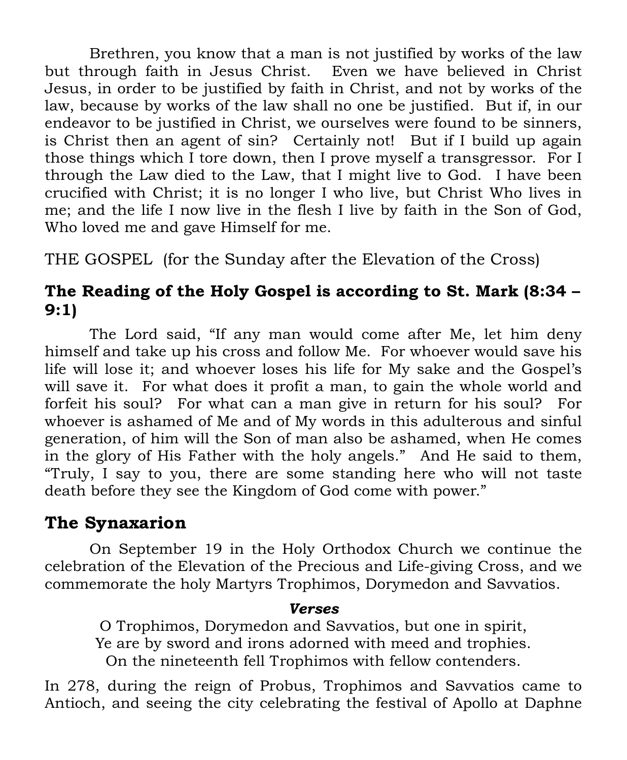Brethren, you know that a man is not justified by works of the law but through faith in Jesus Christ. Even we have believed in Christ Jesus, in order to be justified by faith in Christ, and not by works of the law, because by works of the law shall no one be justified. But if, in our endeavor to be justified in Christ, we ourselves were found to be sinners, is Christ then an agent of sin? Certainly not! But if I build up again those things which I tore down, then I prove myself a transgressor. For I through the Law died to the Law, that I might live to God. I have been crucified with Christ; it is no longer I who live, but Christ Who lives in me; and the life I now live in the flesh I live by faith in the Son of God, Who loved me and gave Himself for me.

THE GOSPEL (for the Sunday after the Elevation of the Cross)

### The Reading of the Holy Gospel is according to St. Mark (8:34 – 9:1)

The Lord said, "If any man would come after Me, let him deny himself and take up his cross and follow Me. For whoever would save his life will lose it; and whoever loses his life for My sake and the Gospel's will save it. For what does it profit a man, to gain the whole world and forfeit his soul? For what can a man give in return for his soul? For whoever is ashamed of Me and of My words in this adulterous and sinful generation, of him will the Son of man also be ashamed, when He comes in the glory of His Father with the holy angels." And He said to them, "Truly, I say to you, there are some standing here who will not taste death before they see the Kingdom of God come with power."

## The Synaxarion

On September 19 in the Holy Orthodox Church we continue the celebration of the Elevation of the Precious and Life-giving Cross, and we commemorate the holy Martyrs Trophimos, Dorymedon and Savvatios.

***Verses***

O Trophimos, Dorymedon and Savvatios, but one in spirit,
Ye are by sword and irons adorned with meed and trophies.
On the nineteenth fell Trophimos with fellow contenders.

In 278, during the reign of Probus, Trophimos and Savvatios came to Antioch, and seeing the city celebrating the festival of Apollo at Daphne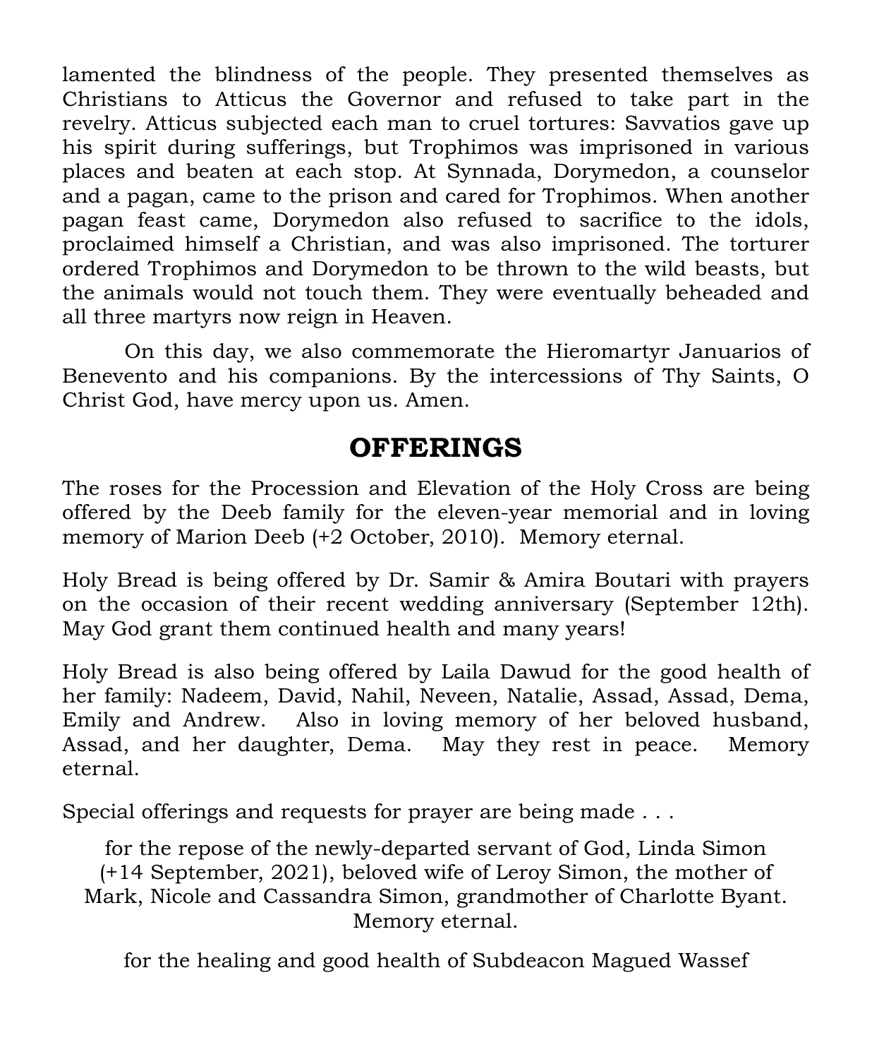lamented the blindness of the people. They presented themselves as Christians to Atticus the Governor and refused to take part in the revelry. Atticus subjected each man to cruel tortures: Savvatios gave up his spirit during sufferings, but Trophimos was imprisoned in various places and beaten at each stop. At Synnada, Dorymedon, a counselor and a pagan, came to the prison and cared for Trophimos. When another pagan feast came, Dorymedon also refused to sacrifice to the idols, proclaimed himself a Christian, and was also imprisoned. The torturer ordered Trophimos and Dorymedon to be thrown to the wild beasts, but the animals would not touch them. They were eventually beheaded and all three martyrs now reign in Heaven.

On this day, we also commemorate the Hieromartyr Januarios of Benevento and his companions. By the intercessions of Thy Saints, O Christ God, have mercy upon us. Amen.

## OFFERINGS

The roses for the Procession and Elevation of the Holy Cross are being offered by the Deeb family for the eleven-year memorial and in loving memory of Marion Deeb (+2 October, 2010). Memory eternal.

Holy Bread is being offered by Dr. Samir & Amira Boutari with prayers on the occasion of their recent wedding anniversary (September 12th). May God grant them continued health and many years!

Holy Bread is also being offered by Laila Dawud for the good health of her family: Nadeem, David, Nahil, Neveen, Natalie, Assad, Assad, Dema, Emily and Andrew. Also in loving memory of her beloved husband, Assad, and her daughter, Dema. May they rest in peace. Memory eternal.

Special offerings and requests for prayer are being made . . .

for the repose of the newly-departed servant of God, Linda Simon (+14 September, 2021), beloved wife of Leroy Simon, the mother of Mark, Nicole and Cassandra Simon, grandmother of Charlotte Byant. Memory eternal.

for the healing and good health of Subdeacon Magued Wassef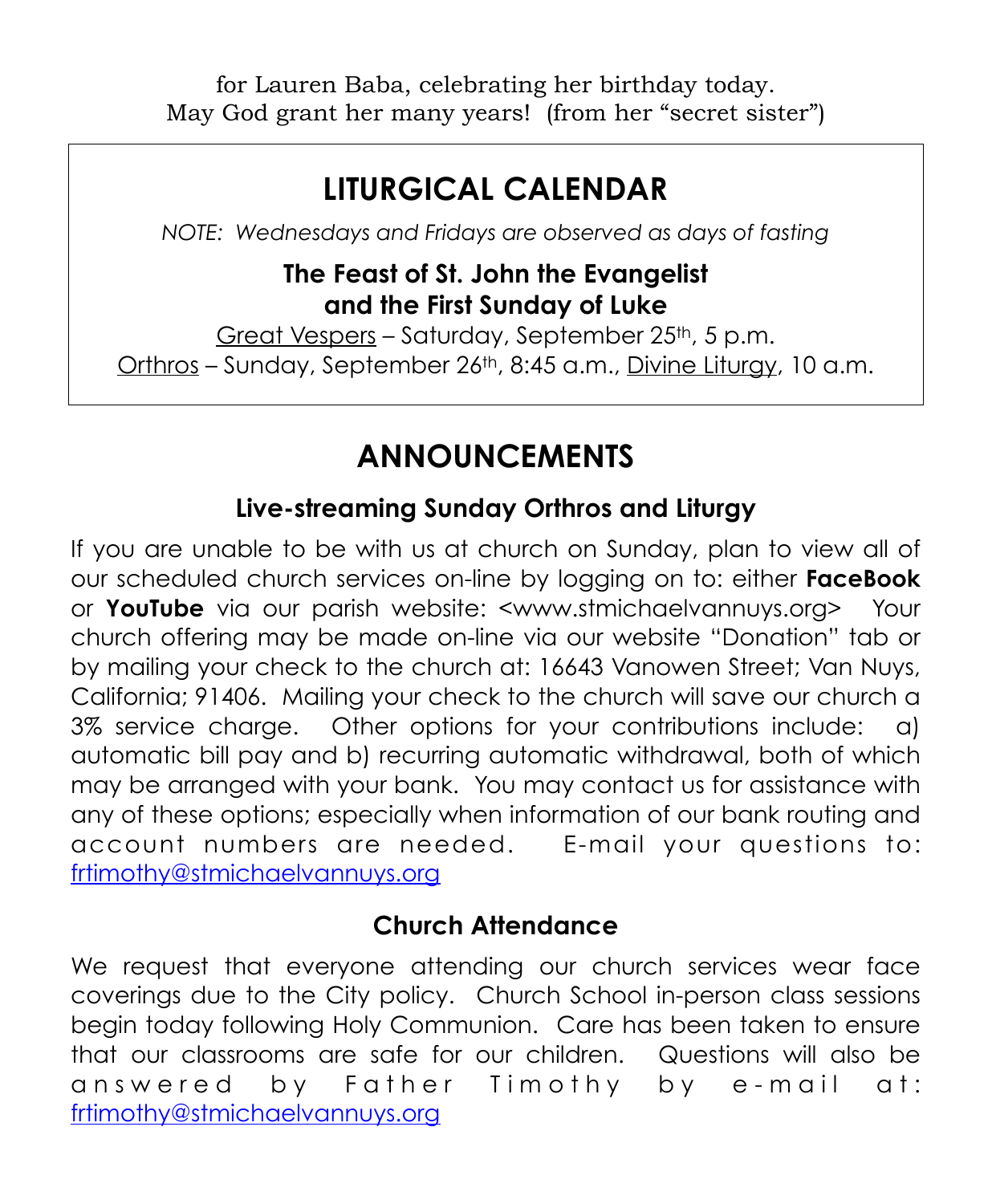for Lauren Baba, celebrating her birthday today.
May God grant her many years! (from her "secret sister")

# LITURGICAL CALENDAR

*NOTE: Wednesdays and Fridays are observed as days of fasting*

**The Feast of St. John the Evangelist**
**and the First Sunday of Luke**

Great Vespers – Saturday, September 25th, 5 p.m.
Orthros – Sunday, September 26th, 8:45 a.m., Divine Liturgy, 10 a.m.

# ANNOUNCEMENTS

## Live-streaming Sunday Orthros and Liturgy

If you are unable to be with us at church on Sunday, plan to view all of our scheduled church services on-line by logging on to: either **FaceBook** or **YouTube** via our parish website: <www.stmichaelvannuys.org> Your church offering may be made on-line via our website "Donation" tab or by mailing your check to the church at: 16643 Vanowen Street; Van Nuys, California; 91406. Mailing your check to the church will save our church a 3% service charge. Other options for your contributions include: a) automatic bill pay and b) recurring automatic withdrawal, both of which may be arranged with your bank. You may contact us for assistance with any of these options; especially when information of our bank routing and account numbers are needed. E-mail your questions to: frtimothy@stmichaelvannuys.org

## Church Attendance

We request that everyone attending our church services wear face coverings due to the City policy. Church School in-person class sessions begin today following Holy Communion. Care has been taken to ensure that our classrooms are safe for our children. Questions will also be answered by Father Timothy by e-mail at: frtimothy@stmichaelvannuys.org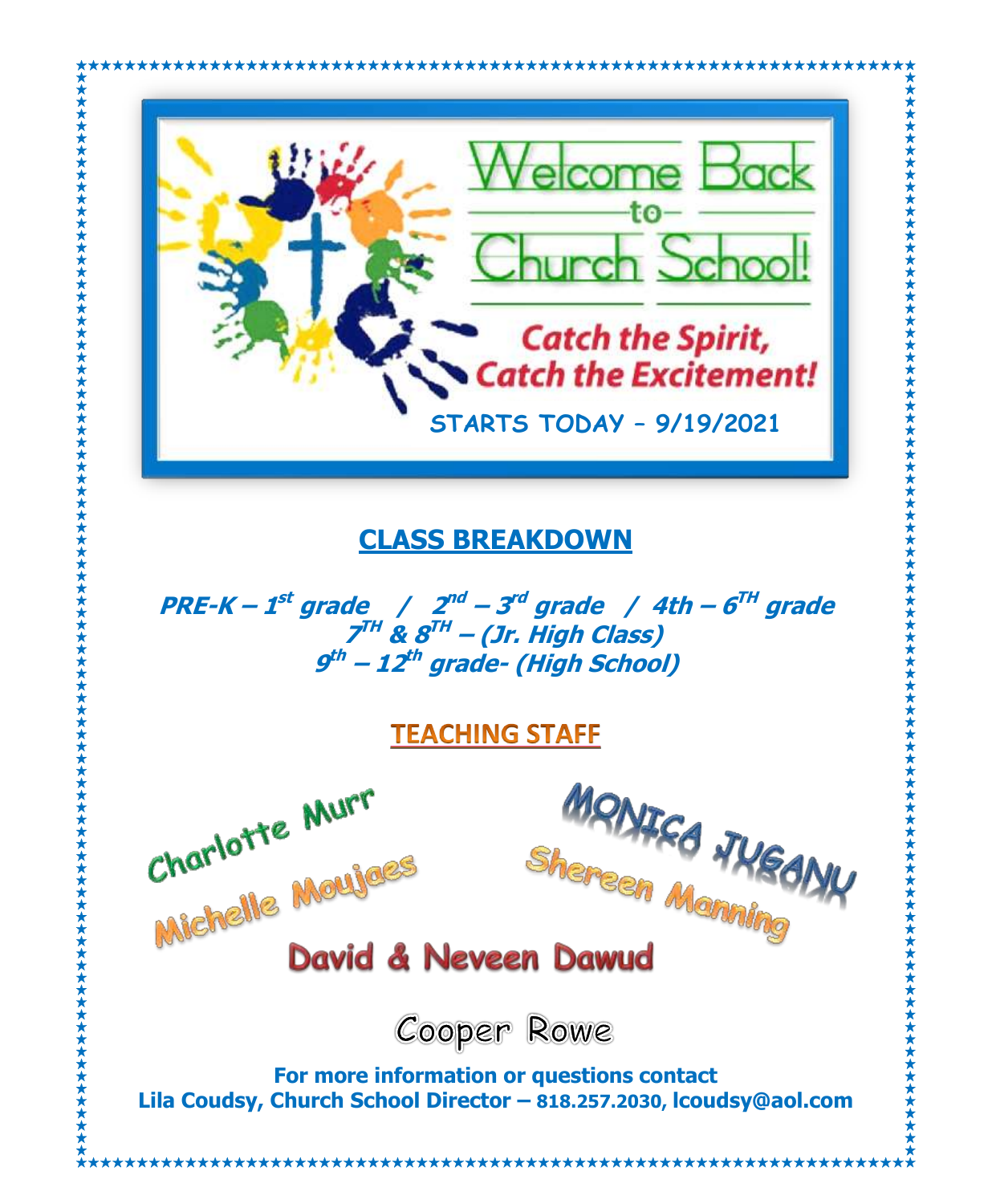# Welcome Back to Church School!

**Catch the Spirit, Catch the Excitement!**

**STARTS TODAY – 9/19/2021**

## CLASS BREAKDOWN

***PRE-K – 1st grade / 2nd – 3rd grade / 4th – 6TH grade***
***7TH & 8TH – (Jr. High Class)***
***9th – 12th grade- (High School)***

## TEACHING STAFF

Charlotte Murr

Michelle Moujaes

MONICA JUGANU

Shereen Manning

David & Neveen Dawud

Cooper Rowe

**For more information or questions contact**
**Lila Coudsy, Church School Director – 818.257.2030, lcoudsy@aol.com**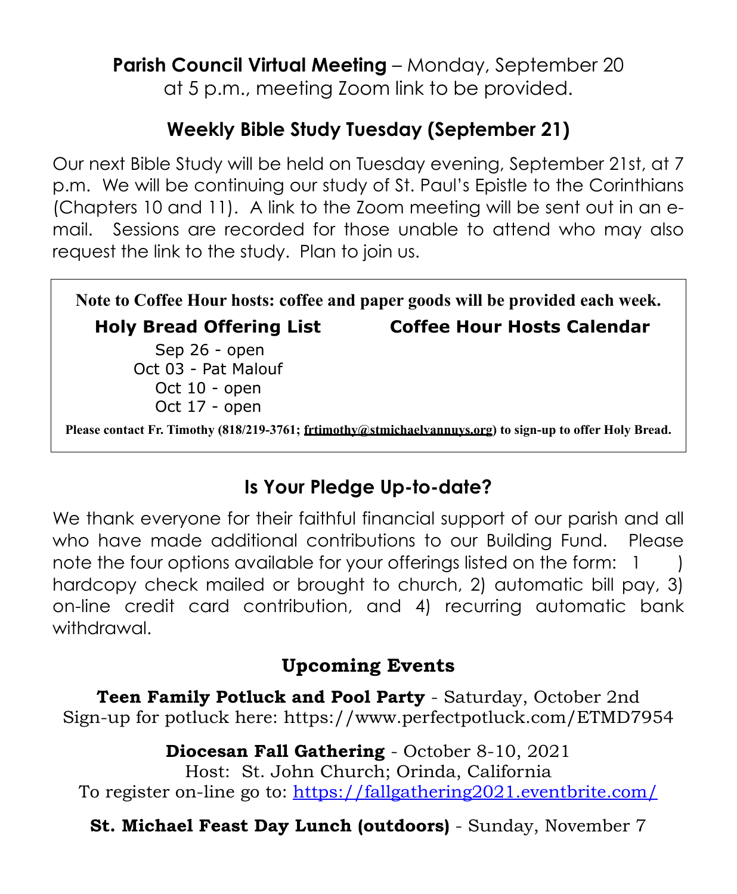**Parish Council Virtual Meeting** – Monday, September 20 at 5 p.m., meeting Zoom link to be provided.

## Weekly Bible Study Tuesday (September 21)

Our next Bible Study will be held on Tuesday evening, September 21st, at 7 p.m. We will be continuing our study of St. Paul's Epistle to the Corinthians (Chapters 10 and 11). A link to the Zoom meeting will be sent out in an e-mail. Sessions are recorded for those unable to attend who may also request the link to the study. Plan to join us.

**Note to Coffee Hour hosts: coffee and paper goods will be provided each week.**

| Holy Bread Offering List | Coffee Hour Hosts Calendar |
| --- | --- |
| Sep 26 - open | |
| Oct 03 - Pat Malouf | |
| Oct 10 - open | |
| Oct 17 - open | |

**Please contact Fr. Timothy (818/219-3761; frtimothy@stmichaelvannuys.org) to sign-up to offer Holy Bread.**

## Is Your Pledge Up-to-date?

We thank everyone for their faithful financial support of our parish and all who have made additional contributions to our Building Fund. Please note the four options available for your offerings listed on the form: 1) hardcopy check mailed or brought to church, 2) automatic bill pay, 3) on-line credit card contribution, and 4) recurring automatic bank withdrawal.

## Upcoming Events

**Teen Family Potluck and Pool Party** - Saturday, October 2nd
Sign-up for potluck here: https://www.perfectpotluck.com/ETMD7954

**Diocesan Fall Gathering** - October 8-10, 2021
Host: St. John Church; Orinda, California
To register on-line go to: https://fallgathering2021.eventbrite.com/

**St. Michael Feast Day Lunch (outdoors)** - Sunday, November 7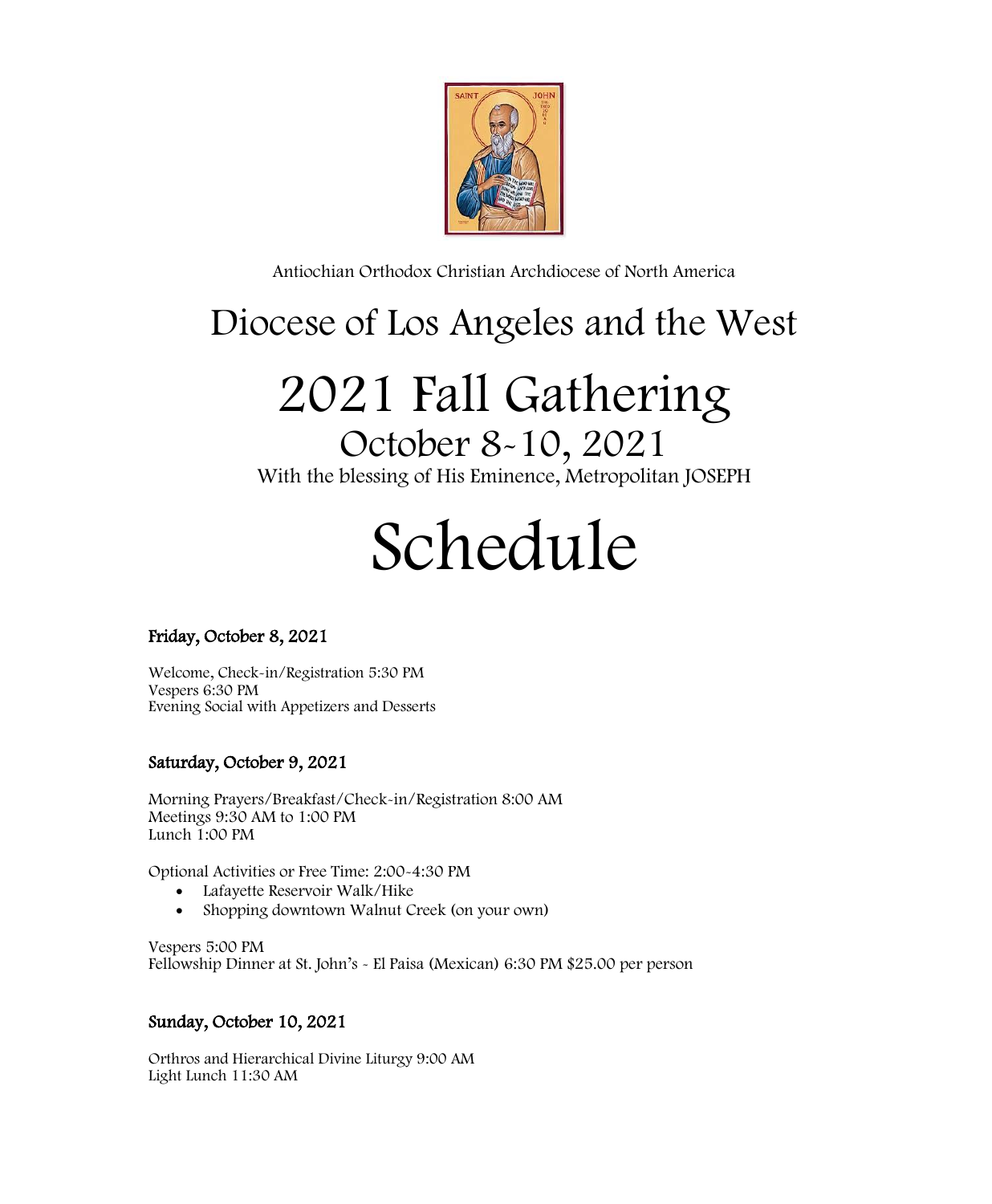Antiochian Orthodox Christian Archdiocese of North America

# Diocese of Los Angeles and the West

# 2021 Fall Gathering

## October 8-10, 2021

With the blessing of His Eminence, Metropolitan JOSEPH

# Schedule

**Friday, October 8, 2021**

Welcome, Check-in/Registration 5:30 PM
Vespers 6:30 PM
Evening Social with Appetizers and Desserts

**Saturday, October 9, 2021**

Morning Prayers/Breakfast/Check-in/Registration 8:00 AM
Meetings 9:30 AM to 1:00 PM
Lunch 1:00 PM

Optional Activities or Free Time: 2:00-4:30 PM

- Lafayette Reservoir Walk/Hike
- Shopping downtown Walnut Creek (on your own)

Vespers 5:00 PM
Fellowship Dinner at St. John's - El Paisa (Mexican) 6:30 PM $25.00 per person

**Sunday, October 10, 2021**

Orthros and Hierarchical Divine Liturgy 9:00 AM
Light Lunch 11:30 AM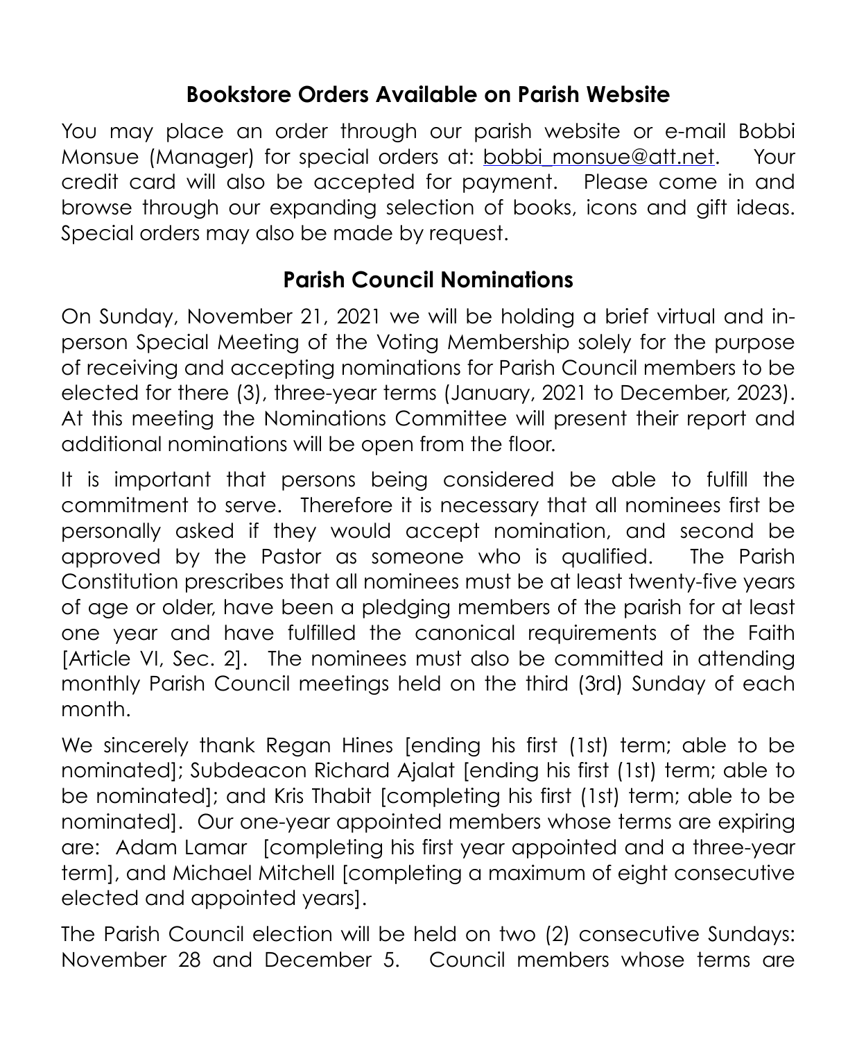## Bookstore Orders Available on Parish Website

You may place an order through our parish website or e-mail Bobbi Monsue (Manager) for special orders at: bobbi_monsue@att.net. Your credit card will also be accepted for payment. Please come in and browse through our expanding selection of books, icons and gift ideas. Special orders may also be made by request.

## Parish Council Nominations

On Sunday, November 21, 2021 we will be holding a brief virtual and in-person Special Meeting of the Voting Membership solely for the purpose of receiving and accepting nominations for Parish Council members to be elected for there (3), three-year terms (January, 2021 to December, 2023). At this meeting the Nominations Committee will present their report and additional nominations will be open from the floor.

It is important that persons being considered be able to fulfill the commitment to serve. Therefore it is necessary that all nominees first be personally asked if they would accept nomination, and second be approved by the Pastor as someone who is qualified. The Parish Constitution prescribes that all nominees must be at least twenty-five years of age or older, have been a pledging members of the parish for at least one year and have fulfilled the canonical requirements of the Faith [Article VI, Sec. 2]. The nominees must also be committed in attending monthly Parish Council meetings held on the third (3rd) Sunday of each month.

We sincerely thank Regan Hines [ending his first (1st) term; able to be nominated]; Subdeacon Richard Ajalat [ending his first (1st) term; able to be nominated]; and Kris Thabit [completing his first (1st) term; able to be nominated]. Our one-year appointed members whose terms are expiring are: Adam Lamar [completing his first year appointed and a three-year term], and Michael Mitchell [completing a maximum of eight consecutive elected and appointed years].

The Parish Council election will be held on two (2) consecutive Sundays: November 28 and December 5. Council members whose terms are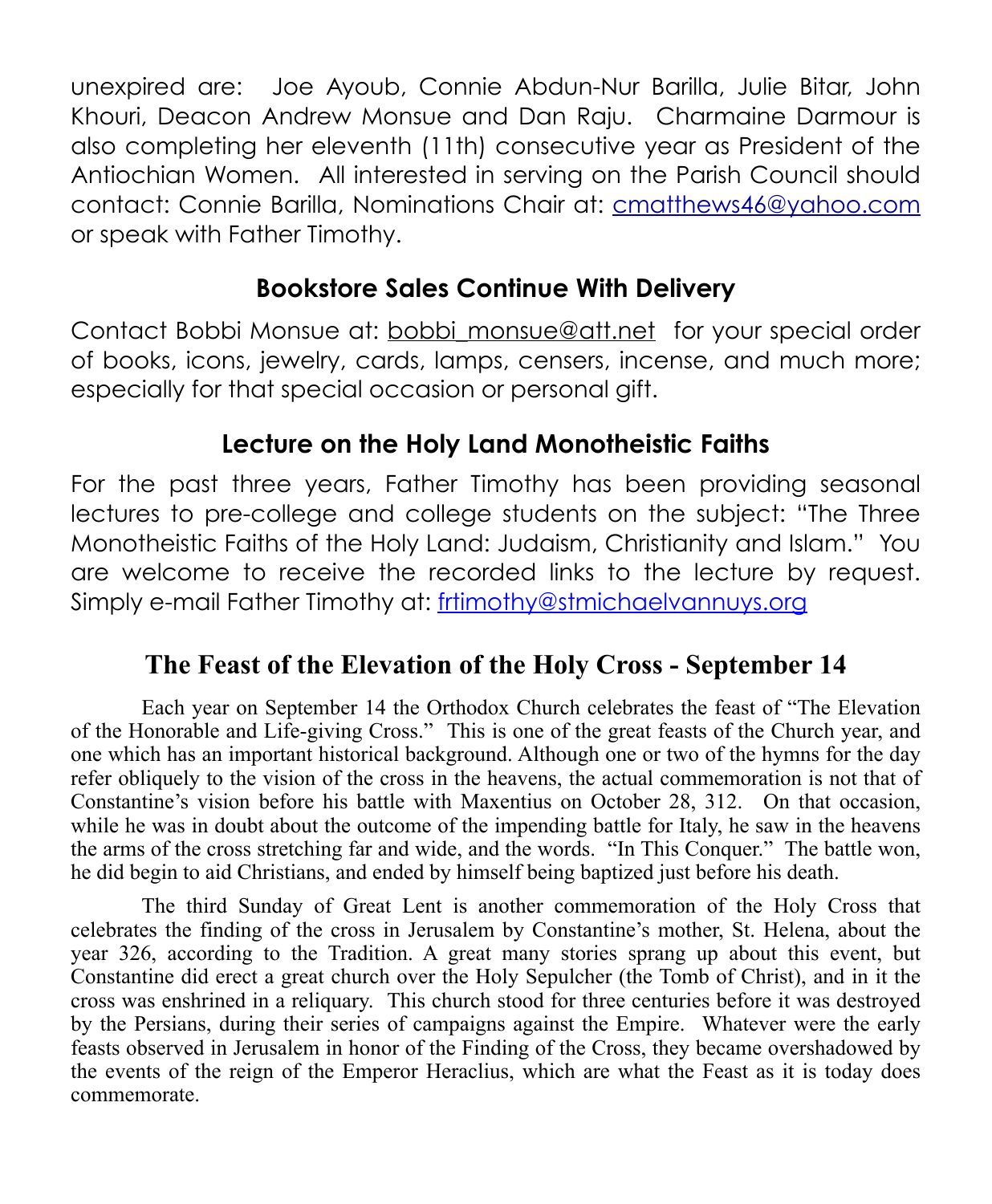unexpired are: Joe Ayoub, Connie Abdun-Nur Barilla, Julie Bitar, John Khouri, Deacon Andrew Monsue and Dan Raju. Charmaine Darmour is also completing her eleventh (11th) consecutive year as President of the Antiochian Women. All interested in serving on the Parish Council should contact: Connie Barilla, Nominations Chair at: cmatthews46@yahoo.com or speak with Father Timothy.

## Bookstore Sales Continue With Delivery

Contact Bobbi Monsue at: bobbi_monsue@att.net for your special order of books, icons, jewelry, cards, lamps, censers, incense, and much more; especially for that special occasion or personal gift.

## Lecture on the Holy Land Monotheistic Faiths

For the past three years, Father Timothy has been providing seasonal lectures to pre-college and college students on the subject: "The Three Monotheistic Faiths of the Holy Land: Judaism, Christianity and Islam." You are welcome to receive the recorded links to the lecture by request. Simply e-mail Father Timothy at: frtimothy@stmichaelvannuys.org

## The Feast of the Elevation of the Holy Cross - September 14

Each year on September 14 the Orthodox Church celebrates the feast of "The Elevation of the Honorable and Life-giving Cross." This is one of the great feasts of the Church year, and one which has an important historical background. Although one or two of the hymns for the day refer obliquely to the vision of the cross in the heavens, the actual commemoration is not that of Constantine's vision before his battle with Maxentius on October 28, 312. On that occasion, while he was in doubt about the outcome of the impending battle for Italy, he saw in the heavens the arms of the cross stretching far and wide, and the words. "In This Conquer." The battle won, he did begin to aid Christians, and ended by himself being baptized just before his death.

The third Sunday of Great Lent is another commemoration of the Holy Cross that celebrates the finding of the cross in Jerusalem by Constantine's mother, St. Helena, about the year 326, according to the Tradition. A great many stories sprang up about this event, but Constantine did erect a great church over the Holy Sepulcher (the Tomb of Christ), and in it the cross was enshrined in a reliquary. This church stood for three centuries before it was destroyed by the Persians, during their series of campaigns against the Empire. Whatever were the early feasts observed in Jerusalem in honor of the Finding of the Cross, they became overshadowed by the events of the reign of the Emperor Heraclius, which are what the Feast as it is today does commemorate.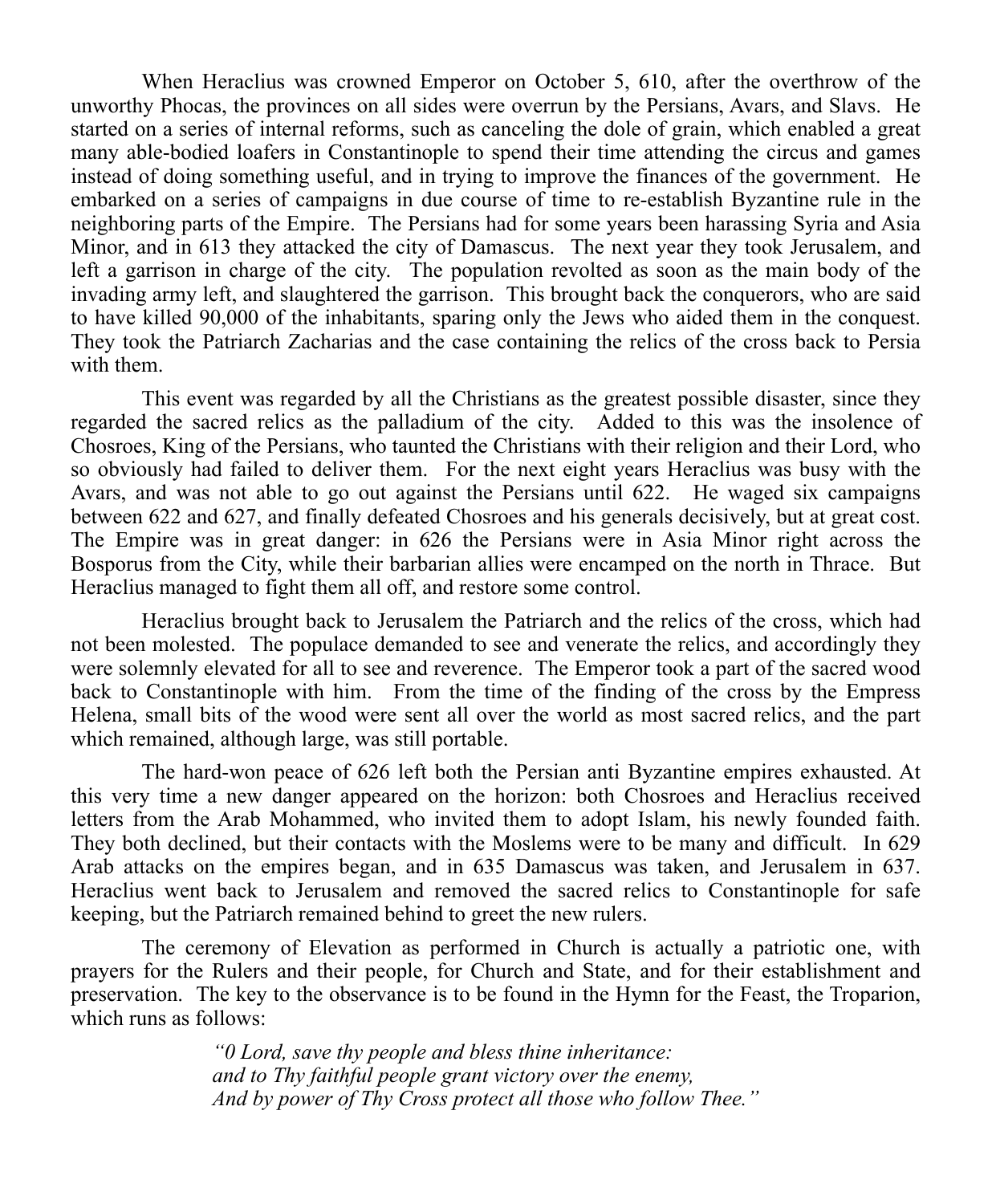When Heraclius was crowned Emperor on October 5, 610, after the overthrow of the unworthy Phocas, the provinces on all sides were overrun by the Persians, Avars, and Slavs. He started on a series of internal reforms, such as canceling the dole of grain, which enabled a great many able-bodied loafers in Constantinople to spend their time attending the circus and games instead of doing something useful, and in trying to improve the finances of the government. He embarked on a series of campaigns in due course of time to re-establish Byzantine rule in the neighboring parts of the Empire. The Persians had for some years been harassing Syria and Asia Minor, and in 613 they attacked the city of Damascus. The next year they took Jerusalem, and left a garrison in charge of the city. The population revolted as soon as the main body of the invading army left, and slaughtered the garrison. This brought back the conquerors, who are said to have killed 90,000 of the inhabitants, sparing only the Jews who aided them in the conquest. They took the Patriarch Zacharias and the case containing the relics of the cross back to Persia with them.

This event was regarded by all the Christians as the greatest possible disaster, since they regarded the sacred relics as the palladium of the city. Added to this was the insolence of Chosroes, King of the Persians, who taunted the Christians with their religion and their Lord, who so obviously had failed to deliver them. For the next eight years Heraclius was busy with the Avars, and was not able to go out against the Persians until 622. He waged six campaigns between 622 and 627, and finally defeated Chosroes and his generals decisively, but at great cost. The Empire was in great danger: in 626 the Persians were in Asia Minor right across the Bosporus from the City, while their barbarian allies were encamped on the north in Thrace. But Heraclius managed to fight them all off, and restore some control.

Heraclius brought back to Jerusalem the Patriarch and the relics of the cross, which had not been molested. The populace demanded to see and venerate the relics, and accordingly they were solemnly elevated for all to see and reverence. The Emperor took a part of the sacred wood back to Constantinople with him. From the time of the finding of the cross by the Empress Helena, small bits of the wood were sent all over the world as most sacred relics, and the part which remained, although large, was still portable.

The hard-won peace of 626 left both the Persian anti Byzantine empires exhausted. At this very time a new danger appeared on the horizon: both Chosroes and Heraclius received letters from the Arab Mohammed, who invited them to adopt Islam, his newly founded faith. They both declined, but their contacts with the Moslems were to be many and difficult. In 629 Arab attacks on the empires began, and in 635 Damascus was taken, and Jerusalem in 637. Heraclius went back to Jerusalem and removed the sacred relics to Constantinople for safe keeping, but the Patriarch remained behind to greet the new rulers.

The ceremony of Elevation as performed in Church is actually a patriotic one, with prayers for the Rulers and their people, for Church and State, and for their establishment and preservation. The key to the observance is to be found in the Hymn for the Feast, the Troparion, which runs as follows:

> *"0 Lord, save thy people and bless thine inheritance:*
> *and to Thy faithful people grant victory over the enemy,*
> *And by power of Thy Cross protect all those who follow Thee."*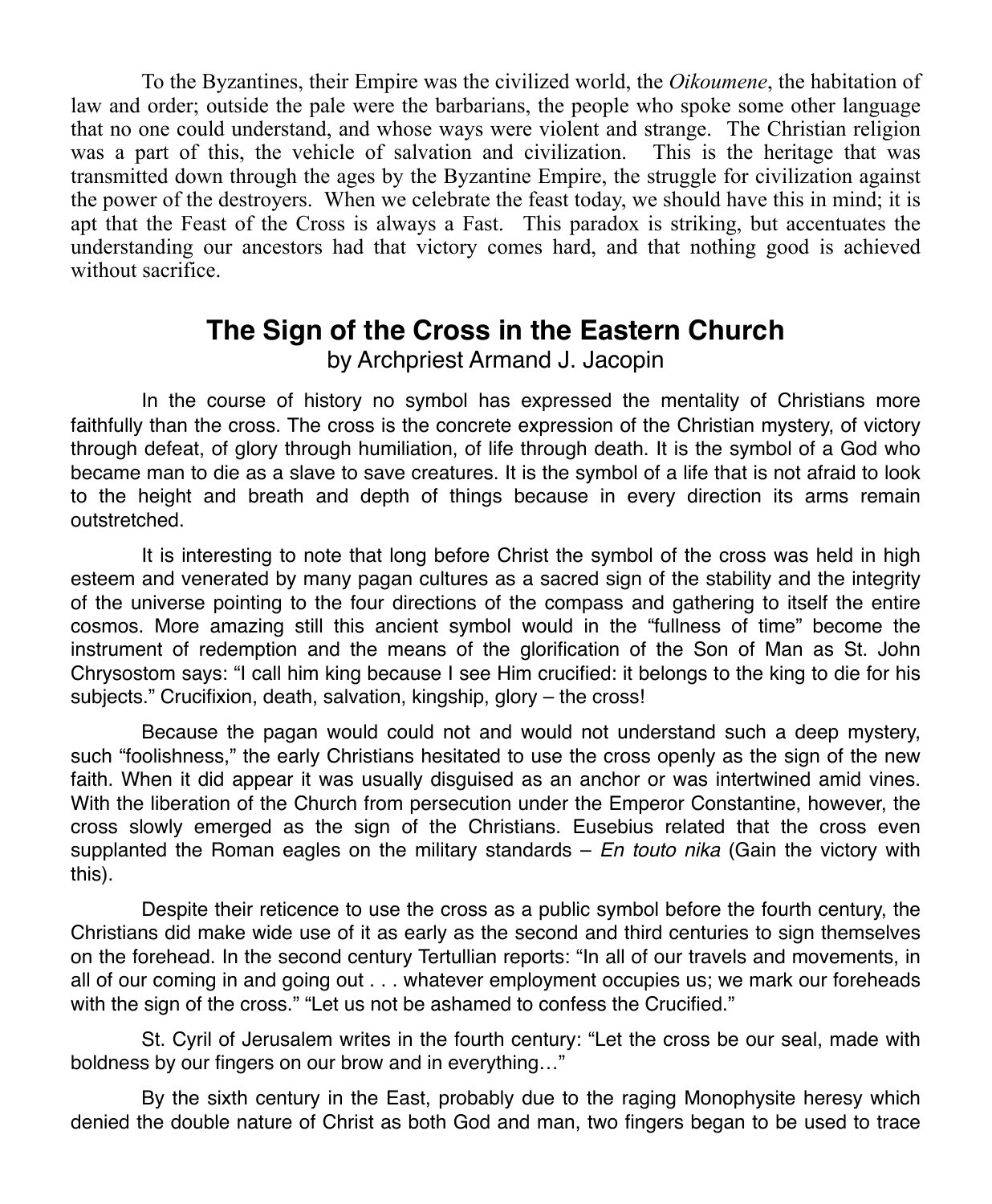To the Byzantines, their Empire was the civilized world, the *Oikoumene*, the habitation of law and order; outside the pale were the barbarians, the people who spoke some other language that no one could understand, and whose ways were violent and strange. The Christian religion was a part of this, the vehicle of salvation and civilization. This is the heritage that was transmitted down through the ages by the Byzantine Empire, the struggle for civilization against the power of the destroyers. When we celebrate the feast today, we should have this in mind; it is apt that the Feast of the Cross is always a Fast. This paradox is striking, but accentuates the understanding our ancestors had that victory comes hard, and that nothing good is achieved without sacrifice.

## The Sign of the Cross in the Eastern Church

by Archpriest Armand J. Jacopin

In the course of history no symbol has expressed the mentality of Christians more faithfully than the cross. The cross is the concrete expression of the Christian mystery, of victory through defeat, of glory through humiliation, of life through death. It is the symbol of a God who became man to die as a slave to save creatures. It is the symbol of a life that is not afraid to look to the height and breath and depth of things because in every direction its arms remain outstretched.

It is interesting to note that long before Christ the symbol of the cross was held in high esteem and venerated by many pagan cultures as a sacred sign of the stability and the integrity of the universe pointing to the four directions of the compass and gathering to itself the entire cosmos. More amazing still this ancient symbol would in the "fullness of time" become the instrument of redemption and the means of the glorification of the Son of Man as St. John Chrysostom says: "I call him king because I see Him crucified: it belongs to the king to die for his subjects." Crucifixion, death, salvation, kingship, glory – the cross!

Because the pagan would could not and would not understand such a deep mystery, such "foolishness," the early Christians hesitated to use the cross openly as the sign of the new faith. When it did appear it was usually disguised as an anchor or was intertwined amid vines. With the liberation of the Church from persecution under the Emperor Constantine, however, the cross slowly emerged as the sign of the Christians. Eusebius related that the cross even supplanted the Roman eagles on the military standards – *En touto nika* (Gain the victory with this).

Despite their reticence to use the cross as a public symbol before the fourth century, the Christians did make wide use of it as early as the second and third centuries to sign themselves on the forehead. In the second century Tertullian reports: "In all of our travels and movements, in all of our coming in and going out . . . whatever employment occupies us; we mark our foreheads with the sign of the cross." "Let us not be ashamed to confess the Crucified."

St. Cyril of Jerusalem writes in the fourth century: "Let the cross be our seal, made with boldness by our fingers on our brow and in everything…"

By the sixth century in the East, probably due to the raging Monophysite heresy which denied the double nature of Christ as both God and man, two fingers began to be used to trace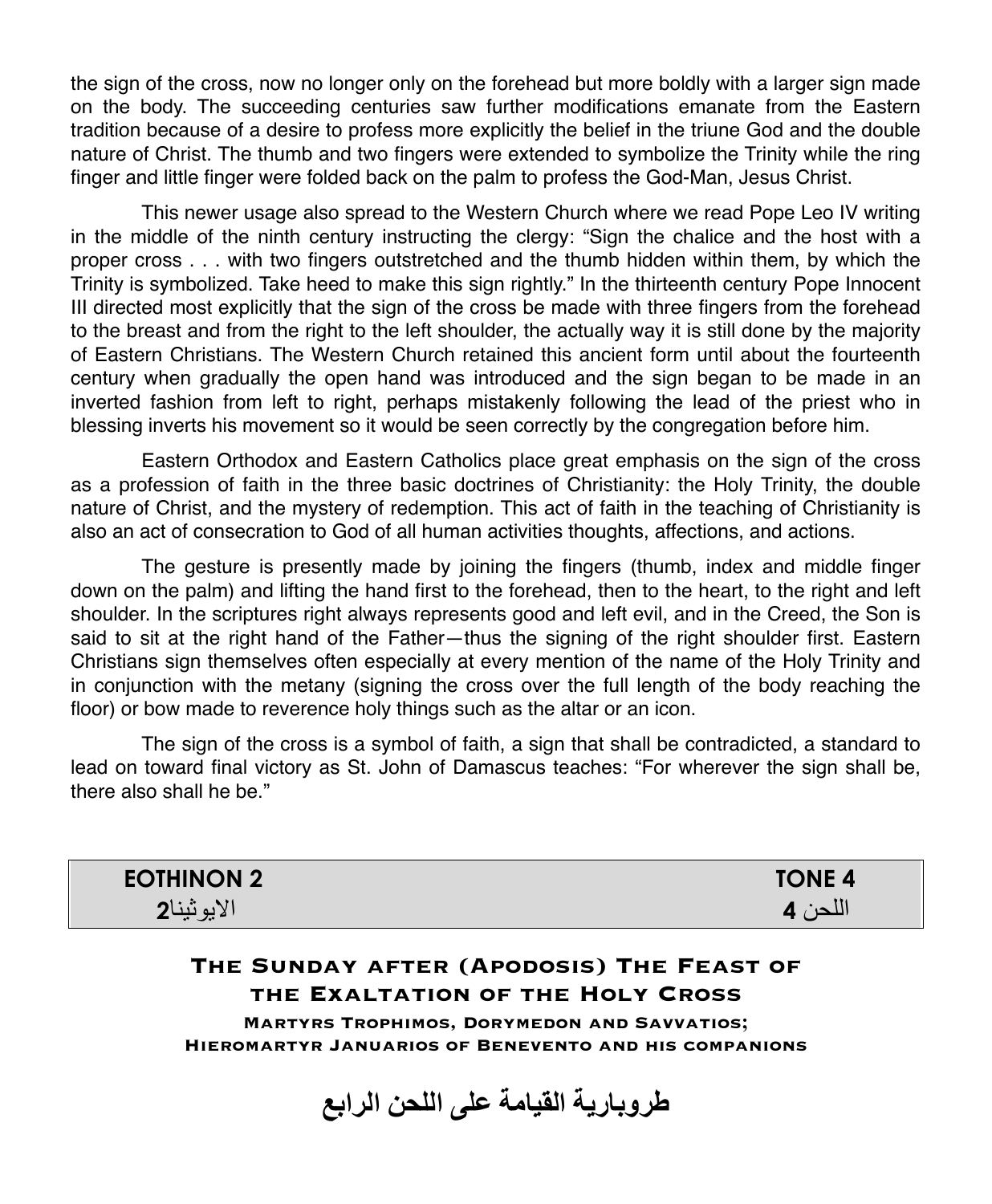the sign of the cross, now no longer only on the forehead but more boldly with a larger sign made on the body. The succeeding centuries saw further modifications emanate from the Eastern tradition because of a desire to profess more explicitly the belief in the triune God and the double nature of Christ. The thumb and two fingers were extended to symbolize the Trinity while the ring finger and little finger were folded back on the palm to profess the God-Man, Jesus Christ.

This newer usage also spread to the Western Church where we read Pope Leo IV writing in the middle of the ninth century instructing the clergy: "Sign the chalice and the host with a proper cross . . . with two fingers outstretched and the thumb hidden within them, by which the Trinity is symbolized. Take heed to make this sign rightly." In the thirteenth century Pope Innocent III directed most explicitly that the sign of the cross be made with three fingers from the forehead to the breast and from the right to the left shoulder, the actually way it is still done by the majority of Eastern Christians. The Western Church retained this ancient form until about the fourteenth century when gradually the open hand was introduced and the sign began to be made in an inverted fashion from left to right, perhaps mistakenly following the lead of the priest who in blessing inverts his movement so it would be seen correctly by the congregation before him.

Eastern Orthodox and Eastern Catholics place great emphasis on the sign of the cross as a profession of faith in the three basic doctrines of Christianity: the Holy Trinity, the double nature of Christ, and the mystery of redemption. This act of faith in the teaching of Christianity is also an act of consecration to God of all human activities thoughts, affections, and actions.

The gesture is presently made by joining the fingers (thumb, index and middle finger down on the palm) and lifting the hand first to the forehead, then to the heart, to the right and left shoulder. In the scriptures right always represents good and left evil, and in the Creed, the Son is said to sit at the right hand of the Father—thus the signing of the right shoulder first. Eastern Christians sign themselves often especially at every mention of the name of the Holy Trinity and in conjunction with the metany (signing the cross over the full length of the body reaching the floor) or bow made to reverence holy things such as the altar or an icon.

The sign of the cross is a symbol of faith, a sign that shall be contradicted, a standard to lead on toward final victory as St. John of Damascus teaches: "For wherever the sign shall be, there also shall he be."

| **EOTHINON 2**<br>الايوثينا**2** | **TONE 4**<br>اللحن **4** |
|---|---|

## The Sunday after (Apodosis) The Feast of the Exaltation of the Holy Cross

**Martyrs Trophimos, Dorymedon and Savvatios; Hieromartyr Januarios of Benevento and his companions**

## طروبارية القيامة على اللحن الرابع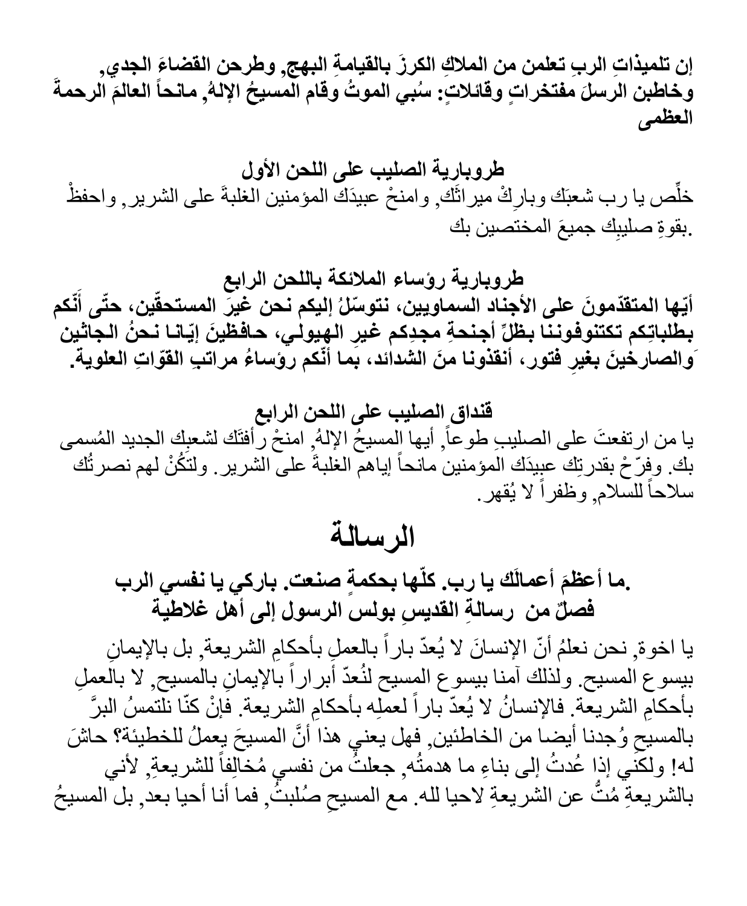**إن تلميذاتِ الربِ تعلمن من الملاكِ الكرزَ بالقيامةِ البهج, وطرحن القضاءَ الجدي, وخاطبن الرسلَ مفتخراتٍ وقائلاتٍ: سُبي الموتُ وقام المسيحُ الإلهُ, مانحاً العالمَ الرحمةَ العظمى**

**طروبارية الصليب على اللحن الأول**

خلِّص يا رب شعبَك وبارِكْ ميراثَك, وامنحْ عبيدَك المؤمنين الغلبةَ على الشرير, واحفظْ بقوةِ صليبِك جميعَ المختصين بك.

**طروبارية رؤساء الملائكة باللحن الرابع**

**أيّها المتقدّمونَ على الأجنادِ السماويين، نتوسّلُ إليكم نحن غيرَ المستحقّين، حتّى أنّكم بطلباتِكم تكتنوفوننا بظلِّ أجنحةِ مجدِكم غيرِ الهيولي، حافظينَ إيّانا نحنُ الجاثين والصارخينَ بغيرِ فتور، أنقذونا منَ الشدائد، بما أنّكم رؤساءُ مراتبِ القوّاتِ العلويةِ.**

**قنداق الصليب على اللحن الرابع**

يا من ارتفعتَ على الصليبِ طوعاً, أيها المسيحُ الإلهُ, امنحْ رأفتَك لشعبِك الجديد المُسمى بك. وفرِّحْ بقدرتِك عبيدَك المؤمنين مانحاً إياهم الغلبةَ على الشرير. ولتَكُنْ لهم نصرتُك سلاحاً للسلام, وظفراً لا يُقهر.

# الرسالة

**.ما أعظمَ أعمالَك يا رب. كلّها بحكمةٍ صنعت. باركي يا نفسي الرب**

**فصلٌ من رسالةِ القديسِ بولس الرسول إلى أهل غلاطية**

يا اخوة, نحن نعلمُ أنّ الإنسانَ لا يُعدّ باراً بالعملِ بأحكامِ الشريعة, بل بالإيمانِ بيسوع المسيح. ولذلك آمنا بيسوع المسيح لنُعدّ أبراراً بالإيمانِ بالمسيح, لا بالعملِ بأحكامِ الشريعة. فالإنسانُ لا يُعدّ باراً لعملِه بأحكامِ الشريعة. فإنْ كنّا نلتمسُ البرَّ بالمسيحِ وُجدنا أيضا من الخاطئين, فهل يعني هذا أنَّ المسيحَ يعملُ للخطيئة؟ حاشَ له! ولكنّي إذا عُدتُ إلى بناءِ ما هدمتُه, جعلتُ من نفسي مُخالِفاً للشريعةِ, لأني بالشريعةِ مُتُّ عن الشريعةِ لاحيا لله. مع المسيحِ صُلبتُ, فما أنا أحيا بعد, بل المسيحُ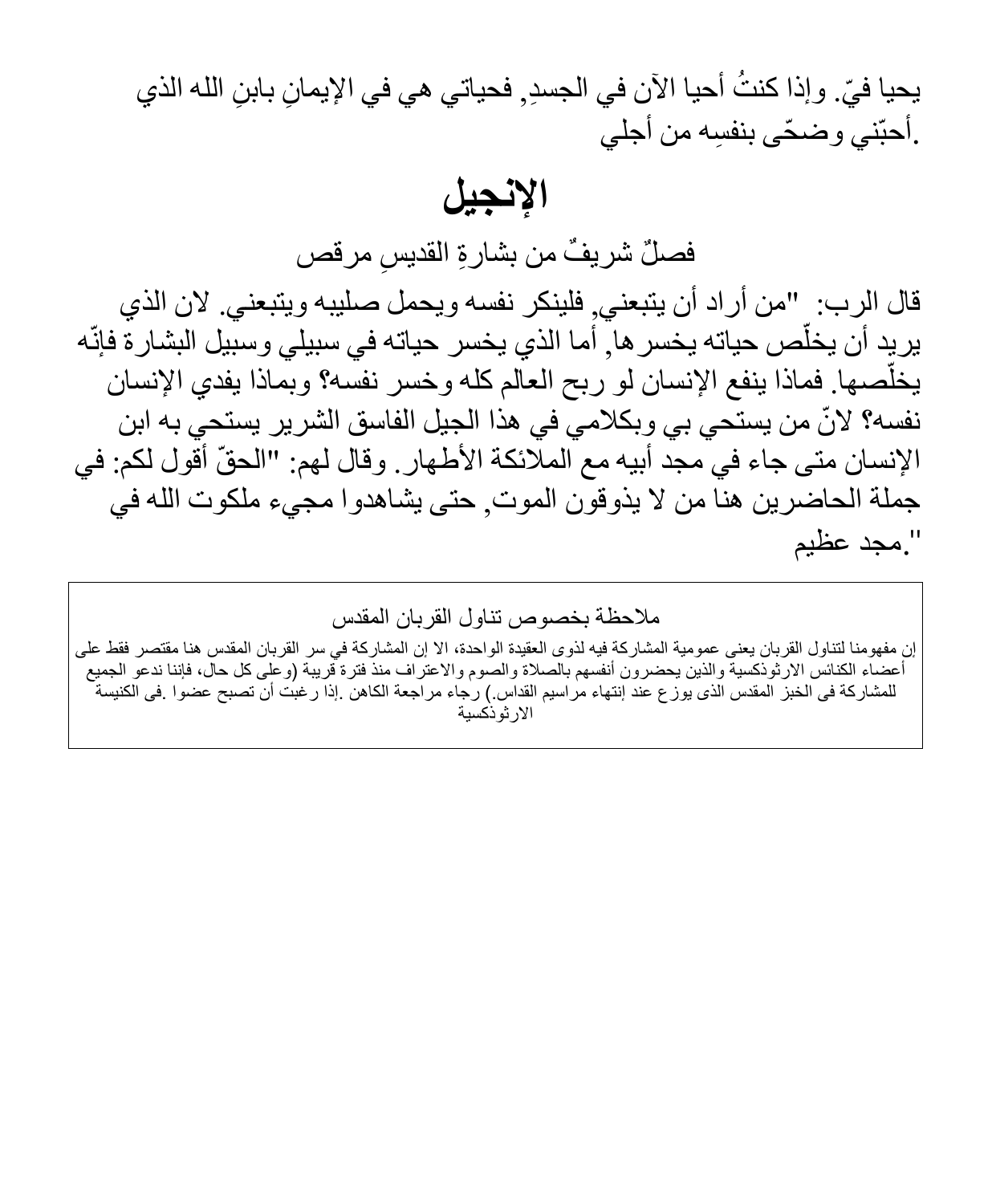يحيا فيّ. وإذا كنتُ أحيا الآن في الجسدِ, فحياتي هي في الإيمانِ بابنِ الله الذي أحبّني وضحّى بنفسِه من أجلي.

# الإنجيل

فصلٌ شريفٌ من بشارةِ القديسِ مرقص

قال الرب: "من أراد أن يتبعني, فلينكر نفسه ويحمل صليبه ويتبعني. لان الذي يريد أن يخلّص حياته يخسرها, أما الذي يخسر حياته في سبيلي وسبيل البشارة فإنّه يخلّصها. فماذا ينفع الإنسان لو ربح العالم كله وخسر نفسه؟ وبماذا يفدي الإنسان نفسه؟ لانّ من يستحي بي وبكلامي في هذا الجيل الفاسق الشرير يستحي به ابن الإنسان متى جاء في مجد أبيه مع الملائكة الأطهار. وقال لهم: "الحقّ أقول لكم: في جملة الحاضرين هنا من لا يذوقون الموت, حتى يشاهدوا مجيء ملكوت الله في مجد عظيم."

---

ملاحظة بخصوص تناول القربان المقدس

إن مفهومنا لتناول القربان يعنى عمومية المشاركة فيه لذوى العقيدة الواحدة، الا إن المشاركة في سر القربان المقدس هنا مقتصر فقط على أعضاء الكنائس الارثوذكسية والذين يحضرون أنفسهم بالصلاة والصوم والاعتراف منذ فترة قريبة (وعلى كل حال، فإننا ندعو الجميع للمشاركة فى الخبز المقدس الذى يوزع عند إنتهاء مراسيم القداس.) رجاء مراجعة الكاهن .إذا رغبت أن تصبح عضوا .فى الكنيسة الارثوذكسية

---